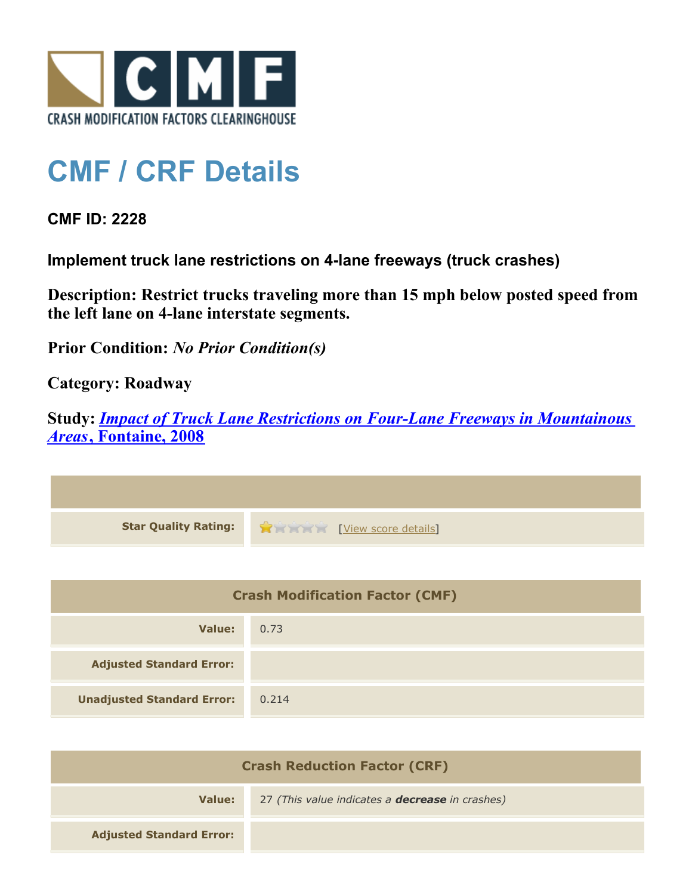CRASH MODIFICATION FACTORS CLEARINGHOUSE

# CMF / CRF Details

**CMF ID: 2228**

**Implement truck lane restrictions on 4-lane freeways (truck crashes)**

**Description: Restrict trucks traveling more than 15 mph below posted speed from the left lane on 4-lane interstate segments.**

**Prior Condition:** *No Prior Condition(s)*

**Category: Roadway**

**Study:** ***Impact of Truck Lane Restrictions on Four-Lane Freeways in Mountainous Areas*, Fontaine, 2008**

| | |
|---|---|
| **Star Quality Rating:** | 1 out of 5 stars [View score details] |

| Crash Modification Factor (CMF) | |
|---|---|
| **Value:** | 0.73 |
| **Adjusted Standard Error:** | |
| **Unadjusted Standard Error:** | 0.214 |

| Crash Reduction Factor (CRF) | |
|---|---|
| **Value:** | 27 *(This value indicates a* ***decrease*** *in crashes)* |
| **Adjusted Standard Error:** | |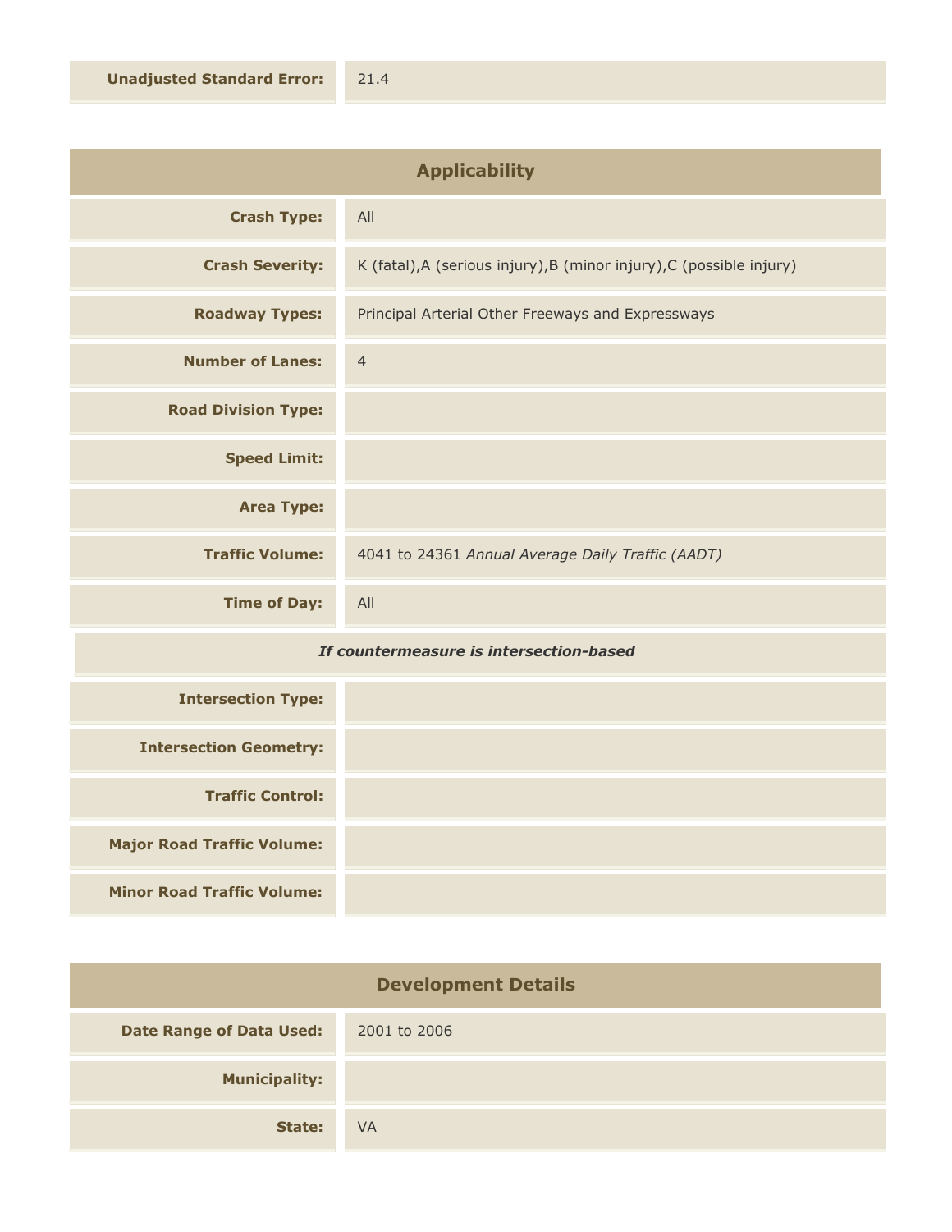| | |
|---|---|
| **Unadjusted Standard Error:** | 21.4 |

## Applicability

| | |
|---|---|
| **Crash Type:** | All |
| **Crash Severity:** | K (fatal),A (serious injury),B (minor injury),C (possible injury) |
| **Roadway Types:** | Principal Arterial Other Freeways and Expressways |
| **Number of Lanes:** | 4 |
| **Road Division Type:** | |
| **Speed Limit:** | |
| **Area Type:** | |
| **Traffic Volume:** | 4041 to 24361 *Annual Average Daily Traffic (AADT)* |
| **Time of Day:** | All |

***If countermeasure is intersection-based***

| | |
|---|---|
| **Intersection Type:** | |
| **Intersection Geometry:** | |
| **Traffic Control:** | |
| **Major Road Traffic Volume:** | |
| **Minor Road Traffic Volume:** | |

## Development Details

| | |
|---|---|
| **Date Range of Data Used:** | 2001 to 2006 |
| **Municipality:** | |
| **State:** | VA |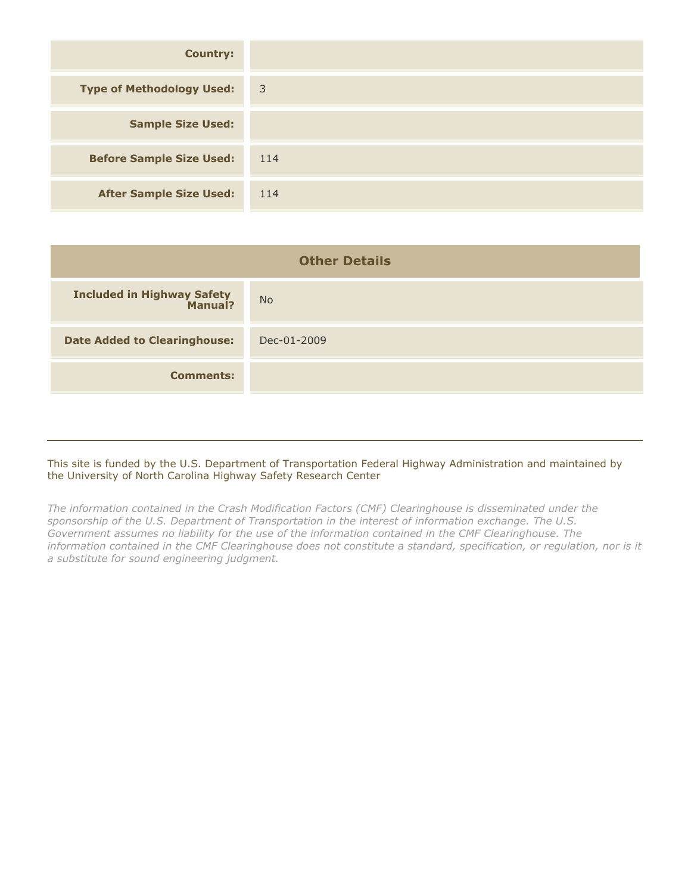| | |
|---|---|
| **Country:** | |
| **Type of Methodology Used:** | 3 |
| **Sample Size Used:** | |
| **Before Sample Size Used:** | 114 |
| **After Sample Size Used:** | 114 |

## Other Details

| | |
|---|---|
| **Included in Highway Safety Manual?** | No |
| **Date Added to Clearinghouse:** | Dec-01-2009 |
| **Comments:** | |

---

This site is funded by the U.S. Department of Transportation Federal Highway Administration and maintained by the University of North Carolina Highway Safety Research Center

*The information contained in the Crash Modification Factors (CMF) Clearinghouse is disseminated under the sponsorship of the U.S. Department of Transportation in the interest of information exchange. The U.S. Government assumes no liability for the use of the information contained in the CMF Clearinghouse. The information contained in the CMF Clearinghouse does not constitute a standard, specification, or regulation, nor is it a substitute for sound engineering judgment.*